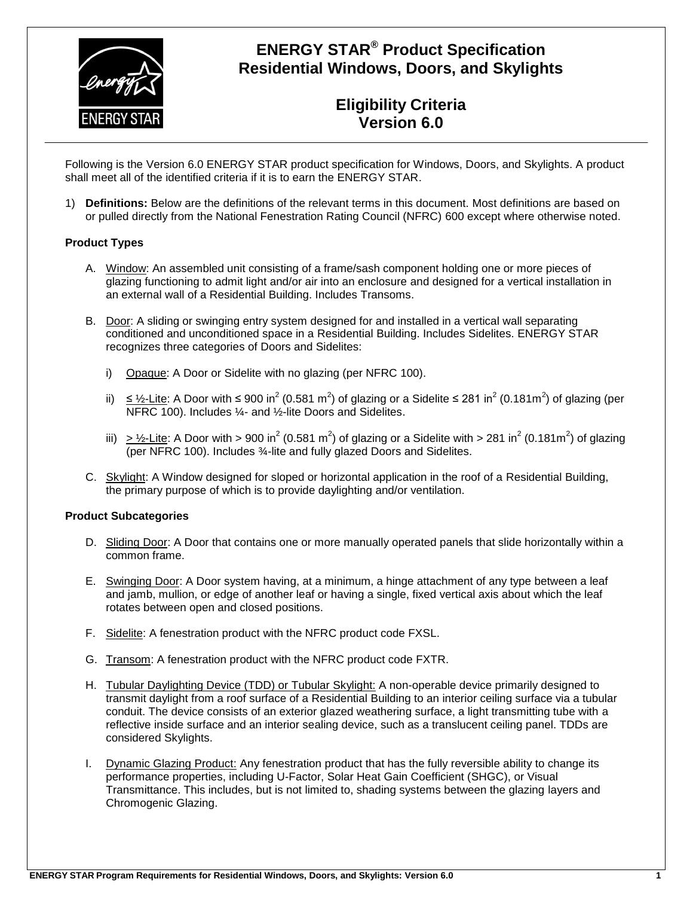# ENERGY STAR® Product Specification Residential Windows, Doors, and Skylights

## Eligibility Criteria Version 6.0

Following is the Version 6.0 ENERGY STAR product specification for Windows, Doors, and Skylights. A product shall meet all of the identified criteria if it is to earn the ENERGY STAR.

1) **Definitions:** Below are the definitions of the relevant terms in this document. Most definitions are based on or pulled directly from the National Fenestration Rating Council (NFRC) 600 except where otherwise noted.

**Product Types**

A. Window: An assembled unit consisting of a frame/sash component holding one or more pieces of glazing functioning to admit light and/or air into an enclosure and designed for a vertical installation in an external wall of a Residential Building. Includes Transoms.

B. Door: A sliding or swinging entry system designed for and installed in a vertical wall separating conditioned and unconditioned space in a Residential Building. Includes Sidelites. ENERGY STAR recognizes three categories of Doors and Sidelites:

i) Opaque: A Door or Sidelite with no glazing (per NFRC 100).

ii) ≤ ½-Lite: A Door with ≤ 900 $in^2$ (0.581 $m^2$) of glazing or a Sidelite ≤ 281 $in^2$ (0.181$m^2$) of glazing (per NFRC 100). Includes ¼- and ½-lite Doors and Sidelites.

iii) > ½-Lite: A Door with > 900 $in^2$ (0.581 $m^2$) of glazing or a Sidelite with > 281 $in^2$ (0.181$m^2$) of glazing (per NFRC 100). Includes ¾-lite and fully glazed Doors and Sidelites.

C. Skylight: A Window designed for sloped or horizontal application in the roof of a Residential Building, the primary purpose of which is to provide daylighting and/or ventilation.

**Product Subcategories**

D. Sliding Door: A Door that contains one or more manually operated panels that slide horizontally within a common frame.

E. Swinging Door: A Door system having, at a minimum, a hinge attachment of any type between a leaf and jamb, mullion, or edge of another leaf or having a single, fixed vertical axis about which the leaf rotates between open and closed positions.

F. Sidelite: A fenestration product with the NFRC product code FXSL.

G. Transom: A fenestration product with the NFRC product code FXTR.

H. Tubular Daylighting Device (TDD) or Tubular Skylight: A non-operable device primarily designed to transmit daylight from a roof surface of a Residential Building to an interior ceiling surface via a tubular conduit. The device consists of an exterior glazed weathering surface, a light transmitting tube with a reflective inside surface and an interior sealing device, such as a translucent ceiling panel. TDDs are considered Skylights.

I. Dynamic Glazing Product: Any fenestration product that has the fully reversible ability to change its performance properties, including U-Factor, Solar Heat Gain Coefficient (SHGC), or Visual Transmittance. This includes, but is not limited to, shading systems between the glazing layers and Chromogenic Glazing.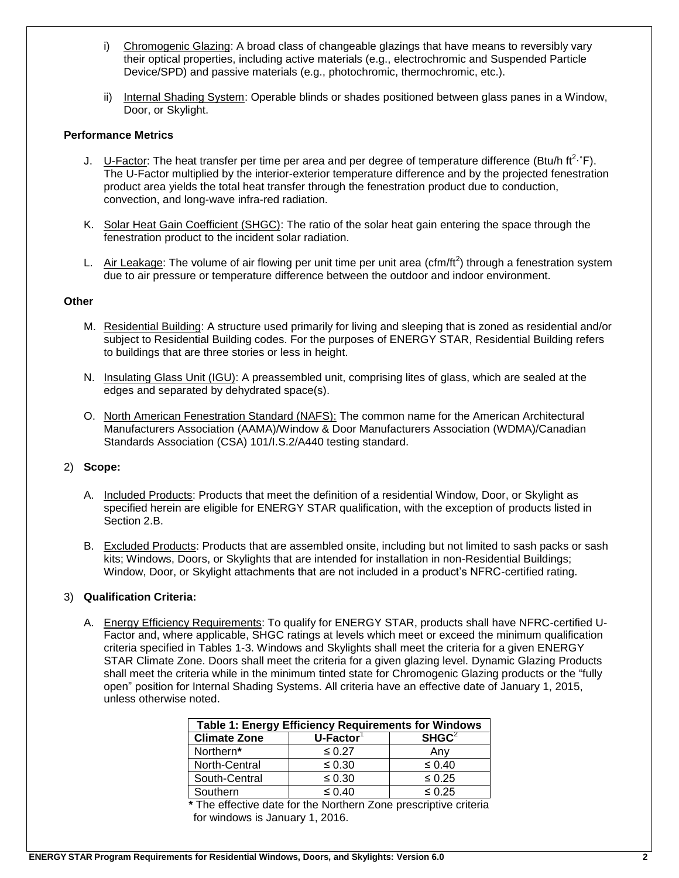i) Chromogenic Glazing: A broad class of changeable glazings that have means to reversibly vary their optical properties, including active materials (e.g., electrochromic and Suspended Particle Device/SPD) and passive materials (e.g., photochromic, thermochromic, etc.).

ii) Internal Shading System: Operable blinds or shades positioned between glass panes in a Window, Door, or Skylight.

**Performance Metrics**

J. U-Factor: The heat transfer per time per area and per degree of temperature difference (Btu/h $ft^2 \cdot {}^{\circ}F$). The U-Factor multiplied by the interior-exterior temperature difference and by the projected fenestration product area yields the total heat transfer through the fenestration product due to conduction, convection, and long-wave infra-red radiation.

K. Solar Heat Gain Coefficient (SHGC): The ratio of the solar heat gain entering the space through the fenestration product to the incident solar radiation.

L. Air Leakage: The volume of air flowing per unit time per unit area ($cfm/ft^2$) through a fenestration system due to air pressure or temperature difference between the outdoor and indoor environment.

**Other**

M. Residential Building: A structure used primarily for living and sleeping that is zoned as residential and/or subject to Residential Building codes. For the purposes of ENERGY STAR, Residential Building refers to buildings that are three stories or less in height.

N. Insulating Glass Unit (IGU): A preassembled unit, comprising lites of glass, which are sealed at the edges and separated by dehydrated space(s).

O. North American Fenestration Standard (NAFS): The common name for the American Architectural Manufacturers Association (AAMA)/Window & Door Manufacturers Association (WDMA)/Canadian Standards Association (CSA) 101/I.S.2/A440 testing standard.

2) **Scope:**

A. Included Products: Products that meet the definition of a residential Window, Door, or Skylight as specified herein are eligible for ENERGY STAR qualification, with the exception of products listed in Section 2.B.

B. Excluded Products: Products that are assembled onsite, including but not limited to sash packs or sash kits; Windows, Doors, or Skylights that are intended for installation in non-Residential Buildings; Window, Door, or Skylight attachments that are not included in a product's NFRC-certified rating.

3) **Qualification Criteria:**

A. Energy Efficiency Requirements: To qualify for ENERGY STAR, products shall have NFRC-certified U-Factor and, where applicable, SHGC ratings at levels which meet or exceed the minimum qualification criteria specified in Tables 1-3. Windows and Skylights shall meet the criteria for a given ENERGY STAR Climate Zone. Doors shall meet the criteria for a given glazing level. Dynamic Glazing Products shall meet the criteria while in the minimum tinted state for Chromogenic Glazing products or the "fully open" position for Internal Shading Systems. All criteria have an effective date of January 1, 2015, unless otherwise noted.

**Table 1: Energy Efficiency Requirements for Windows**

| Climate Zone | U-Factor[1] | SHGC[2] |
|---|---|---|
| Northern* | ≤ 0.27 | Any |
| North-Central | ≤ 0.30 | ≤ 0.40 |
| South-Central | ≤ 0.30 | ≤ 0.25 |
| Southern | ≤ 0.40 | ≤ 0.25 |

\* The effective date for the Northern Zone prescriptive criteria for windows is January 1, 2016.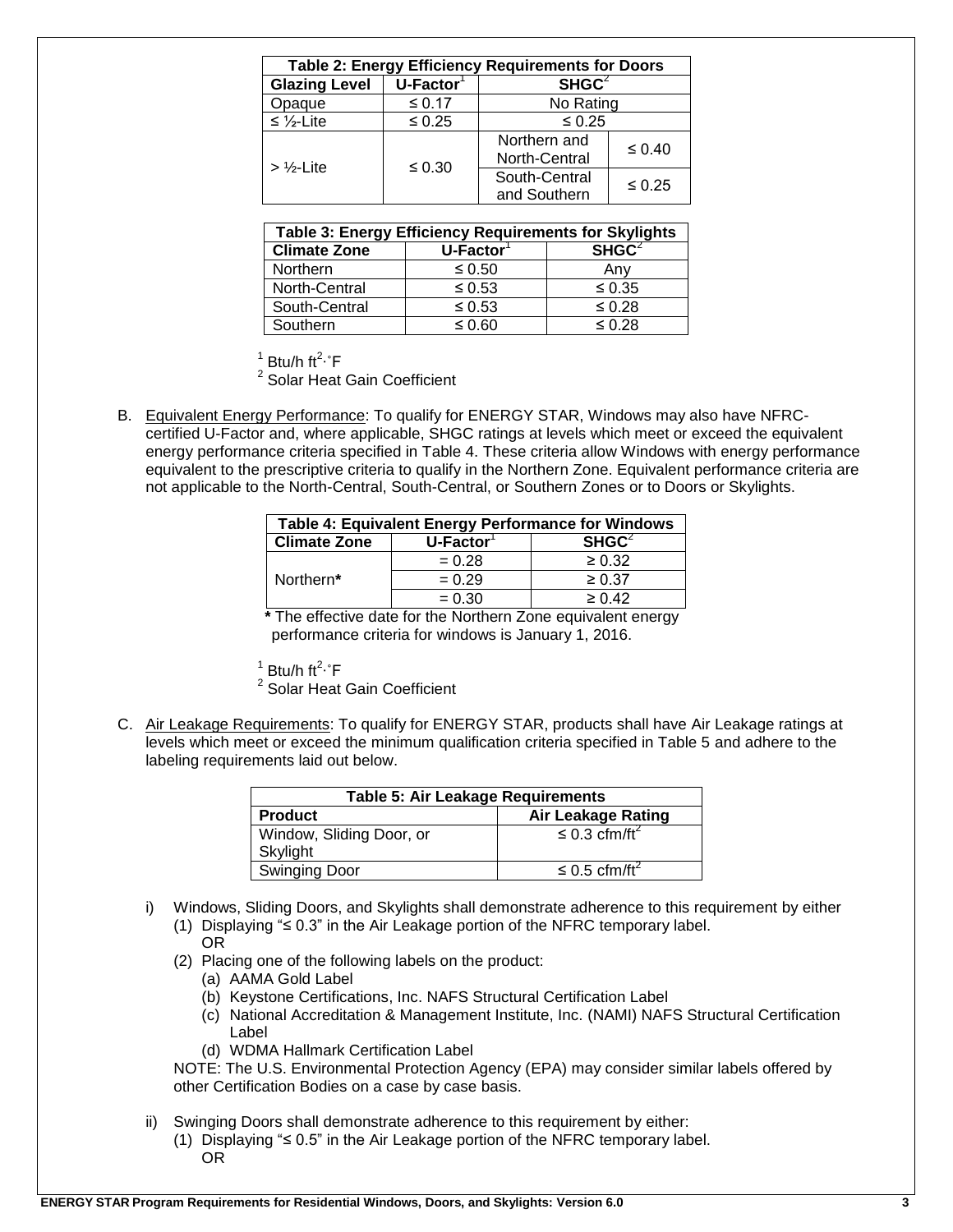| Table 2: Energy Efficiency Requirements for Doors | | | |
|---|---|---|---|
| **Glazing Level** | **U-Factor**[1] | **SHGC**[2] | |
| Opaque | ≤ 0.17 | No Rating | |
| ≤ ½-Lite | ≤ 0.25 | ≤ 0.25 | |
| > ½-Lite | ≤ 0.30 | Northern and North-Central | ≤ 0.40 |
| | | South-Central and Southern | ≤ 0.25 |

| Table 3: Energy Efficiency Requirements for Skylights | | |
|---|---|---|
| **Climate Zone** | **U-Factor**[1] | **SHGC**[2] |
| Northern | ≤ 0.50 | Any |
| North-Central | ≤ 0.53 | ≤ 0.35 |
| South-Central | ≤ 0.53 | ≤ 0.28 |
| Southern | ≤ 0.60 | ≤ 0.28 |

[1] Btu/h ft$^2$·°F
[2] Solar Heat Gain Coefficient

B. Equivalent Energy Performance: To qualify for ENERGY STAR, Windows may also have NFRC-certified U-Factor and, where applicable, SHGC ratings at levels which meet or exceed the equivalent energy performance criteria specified in Table 4. These criteria allow Windows with energy performance equivalent to the prescriptive criteria to qualify in the Northern Zone. Equivalent performance criteria are not applicable to the North-Central, South-Central, or Southern Zones or to Doors or Skylights.

| Table 4: Equivalent Energy Performance for Windows | | |
|---|---|---|
| **Climate Zone** | **U-Factor**[1] | **SHGC**[2] |
| Northern* | = 0.28 | ≥ 0.32 |
| | = 0.29 | ≥ 0.37 |
| | = 0.30 | ≥ 0.42 |

\* The effective date for the Northern Zone equivalent energy performance criteria for windows is January 1, 2016.

[1] Btu/h ft$^2$·°F
[2] Solar Heat Gain Coefficient

C. Air Leakage Requirements: To qualify for ENERGY STAR, products shall have Air Leakage ratings at levels which meet or exceed the minimum qualification criteria specified in Table 5 and adhere to the labeling requirements laid out below.

| Table 5: Air Leakage Requirements | |
|---|---|
| **Product** | **Air Leakage Rating** |
| Window, Sliding Door, or Skylight | ≤ 0.3 cfm/ft$^2$ |
| Swinging Door | ≤ 0.5 cfm/ft$^2$ |

i) Windows, Sliding Doors, and Skylights shall demonstrate adherence to this requirement by either
   (1) Displaying "≤ 0.3" in the Air Leakage portion of the NFRC temporary label.
   OR
   (2) Placing one of the following labels on the product:
      (a) AAMA Gold Label
      (b) Keystone Certifications, Inc. NAFS Structural Certification Label
      (c) National Accreditation & Management Institute, Inc. (NAMI) NAFS Structural Certification Label
      (d) WDMA Hallmark Certification Label

   NOTE: The U.S. Environmental Protection Agency (EPA) may consider similar labels offered by other Certification Bodies on a case by case basis.

ii) Swinging Doors shall demonstrate adherence to this requirement by either:
   (1) Displaying "≤ 0.5" in the Air Leakage portion of the NFRC temporary label.
   OR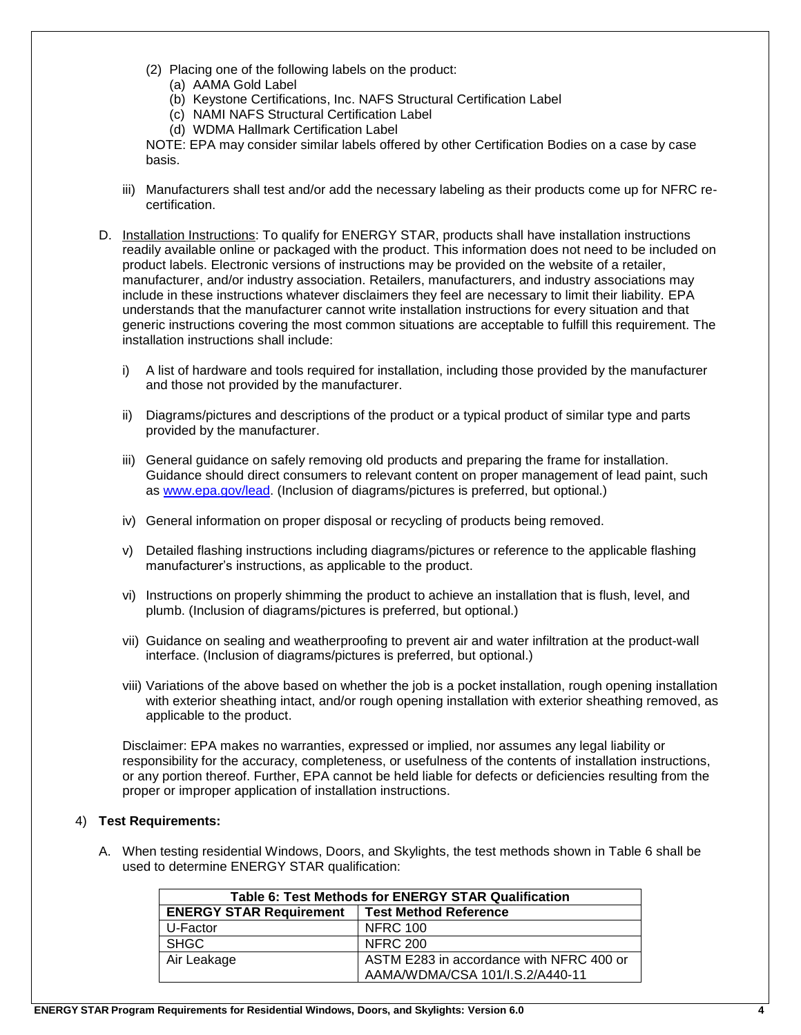(2) Placing one of the following labels on the product:
    (a) AAMA Gold Label
    (b) Keystone Certifications, Inc. NAFS Structural Certification Label
    (c) NAMI NAFS Structural Certification Label
    (d) WDMA Hallmark Certification Label

NOTE: EPA may consider similar labels offered by other Certification Bodies on a case by case basis.

iii) Manufacturers shall test and/or add the necessary labeling as their products come up for NFRC re-certification.

D. Installation Instructions: To qualify for ENERGY STAR, products shall have installation instructions readily available online or packaged with the product. This information does not need to be included on product labels. Electronic versions of instructions may be provided on the website of a retailer, manufacturer, and/or industry association. Retailers, manufacturers, and industry associations may include in these instructions whatever disclaimers they feel are necessary to limit their liability. EPA understands that the manufacturer cannot write installation instructions for every situation and that generic instructions covering the most common situations are acceptable to fulfill this requirement. The installation instructions shall include:

i) A list of hardware and tools required for installation, including those provided by the manufacturer and those not provided by the manufacturer.

ii) Diagrams/pictures and descriptions of the product or a typical product of similar type and parts provided by the manufacturer.

iii) General guidance on safely removing old products and preparing the frame for installation. Guidance should direct consumers to relevant content on proper management of lead paint, such as www.epa.gov/lead. (Inclusion of diagrams/pictures is preferred, but optional.)

iv) General information on proper disposal or recycling of products being removed.

v) Detailed flashing instructions including diagrams/pictures or reference to the applicable flashing manufacturer's instructions, as applicable to the product.

vi) Instructions on properly shimming the product to achieve an installation that is flush, level, and plumb. (Inclusion of diagrams/pictures is preferred, but optional.)

vii) Guidance on sealing and weatherproofing to prevent air and water infiltration at the product-wall interface. (Inclusion of diagrams/pictures is preferred, but optional.)

viii) Variations of the above based on whether the job is a pocket installation, rough opening installation with exterior sheathing intact, and/or rough opening installation with exterior sheathing removed, as applicable to the product.

Disclaimer: EPA makes no warranties, expressed or implied, nor assumes any legal liability or responsibility for the accuracy, completeness, or usefulness of the contents of installation instructions, or any portion thereof. Further, EPA cannot be held liable for defects or deficiencies resulting from the proper or improper application of installation instructions.

4) **Test Requirements:**

A. When testing residential Windows, Doors, and Skylights, the test methods shown in Table 6 shall be used to determine ENERGY STAR qualification:

**Table 6: Test Methods for ENERGY STAR Qualification**

| ENERGY STAR Requirement | Test Method Reference |
|---|---|
| U-Factor | NFRC 100 |
| SHGC | NFRC 200 |
| Air Leakage | ASTM E283 in accordance with NFRC 400 or AAMA/WDMA/CSA 101/I.S.2/A440-11 |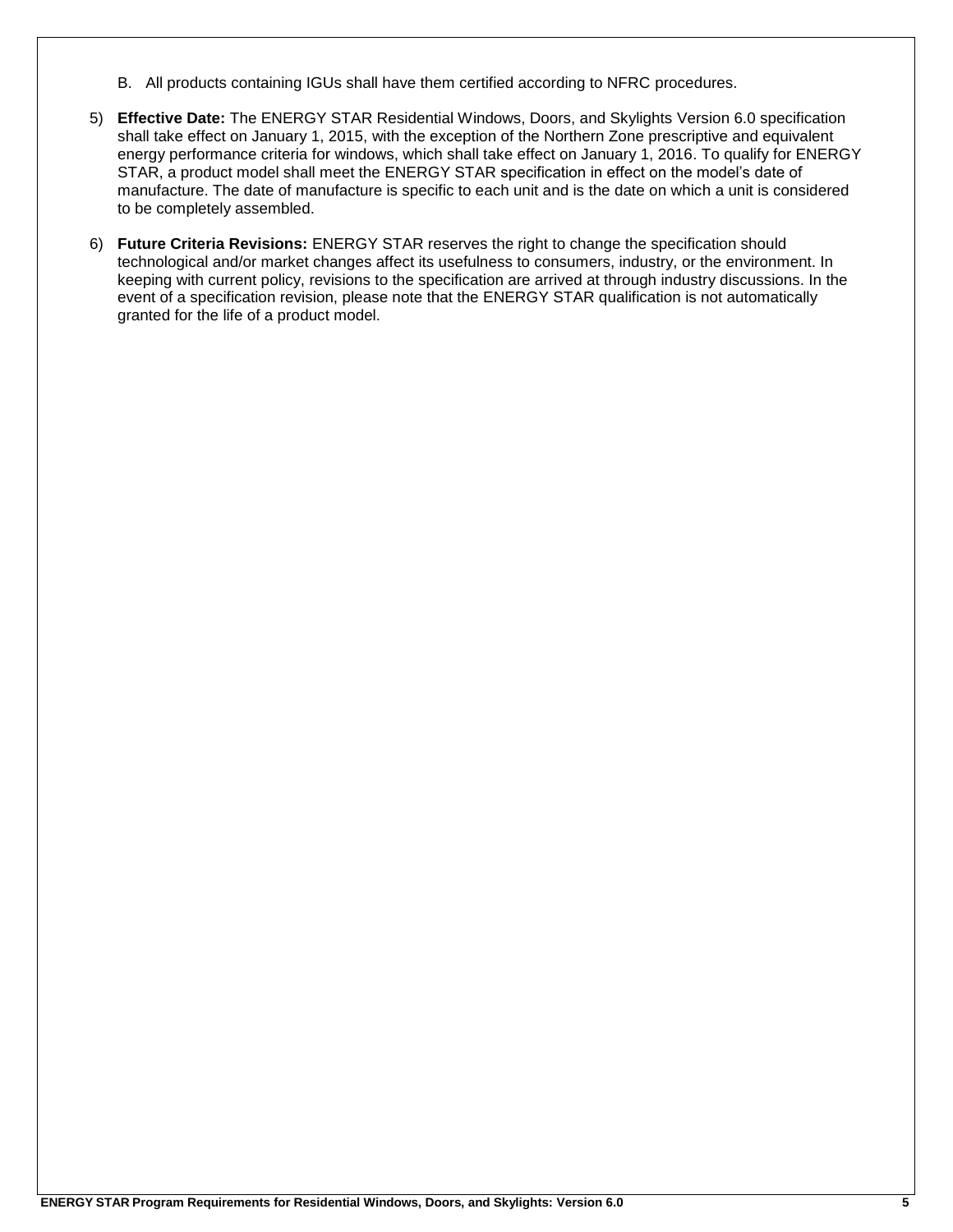B. All products containing IGUs shall have them certified according to NFRC procedures.

5) **Effective Date:** The ENERGY STAR Residential Windows, Doors, and Skylights Version 6.0 specification shall take effect on January 1, 2015, with the exception of the Northern Zone prescriptive and equivalent energy performance criteria for windows, which shall take effect on January 1, 2016. To qualify for ENERGY STAR, a product model shall meet the ENERGY STAR specification in effect on the model's date of manufacture. The date of manufacture is specific to each unit and is the date on which a unit is considered to be completely assembled.

6) **Future Criteria Revisions:** ENERGY STAR reserves the right to change the specification should technological and/or market changes affect its usefulness to consumers, industry, or the environment. In keeping with current policy, revisions to the specification are arrived at through industry discussions. In the event of a specification revision, please note that the ENERGY STAR qualification is not automatically granted for the life of a product model.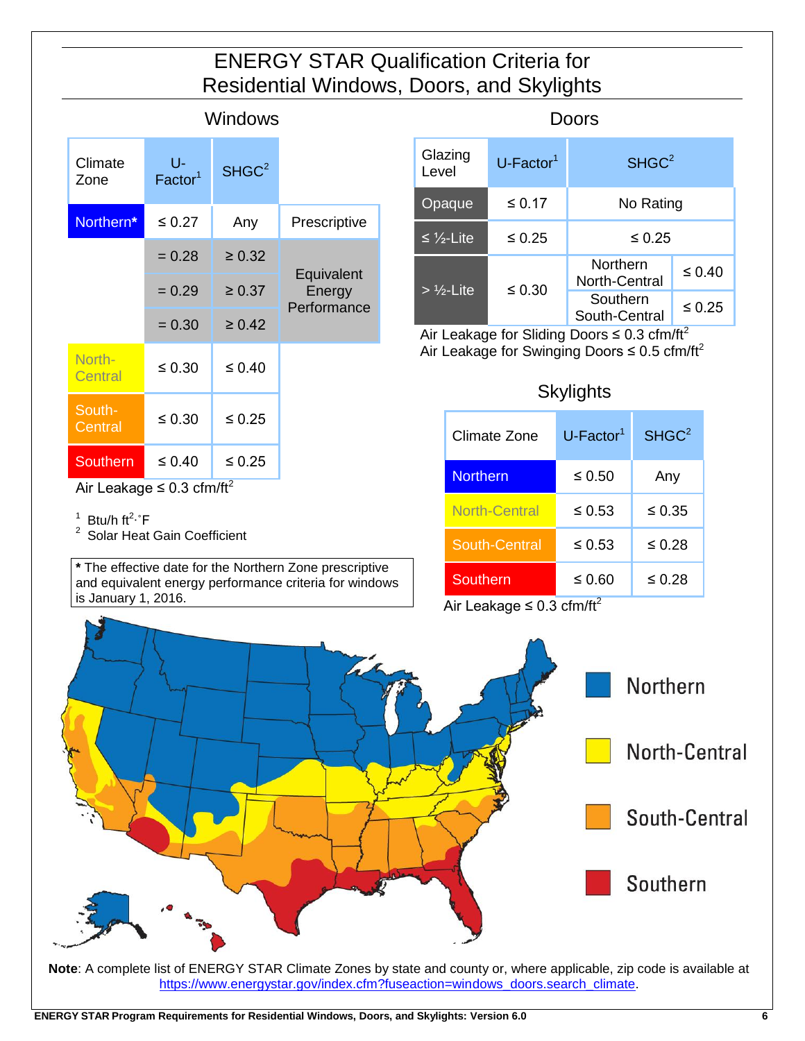# ENERGY STAR Qualification Criteria for Residential Windows, Doors, and Skylights

## Windows

| Climate Zone | U-Factor[1] | SHGC[2] | |
|---|---|---|---|
| Northern* | ≤ 0.27 | Any | Prescriptive |
| | = 0.28 | ≥ 0.32 | Equivalent Energy Performance |
| | = 0.29 | ≥ 0.37 | |
| | = 0.30 | ≥ 0.42 | |
| North-Central | ≤ 0.30 | ≤ 0.40 | |
| South-Central | ≤ 0.30 | ≤ 0.25 | |
| Southern | ≤ 0.40 | ≤ 0.25 | |

Air Leakage ≤ 0.3 cfm/ft$^2$

[1] Btu/h ft$^2$·°F
[2] Solar Heat Gain Coefficient

**\*** The effective date for the Northern Zone prescriptive and equivalent energy performance criteria for windows is January 1, 2016.

## Doors

| Glazing Level | U-Factor[1] | SHGC[2] | |
|---|---|---|---|
| Opaque | ≤ 0.17 | No Rating | |
| ≤ ½-Lite | ≤ 0.25 | ≤ 0.25 | |
| > ½-Lite | ≤ 0.30 | Northern North-Central | ≤ 0.40 |
| | | Southern South-Central | ≤ 0.25 |

Air Leakage for Sliding Doors ≤ 0.3 cfm/ft$^2$
Air Leakage for Swinging Doors ≤ 0.5 cfm/ft$^2$

## Skylights

| Climate Zone | U-Factor[1] | SHGC[2] |
|---|---|---|
| Northern | ≤ 0.50 | Any |
| North-Central | ≤ 0.53 | ≤ 0.35 |
| South-Central | ≤ 0.53 | ≤ 0.28 |
| Southern | ≤ 0.60 | ≤ 0.28 |

Air Leakage ≤ 0.3 cfm/ft$^2$

Northern

North-Central

South-Central

Southern

**Note**: A complete list of ENERGY STAR Climate Zones by state and county or, where applicable, zip code is available at https://www.energystar.gov/index.cfm?fuseaction=windows_doors.search_climate.